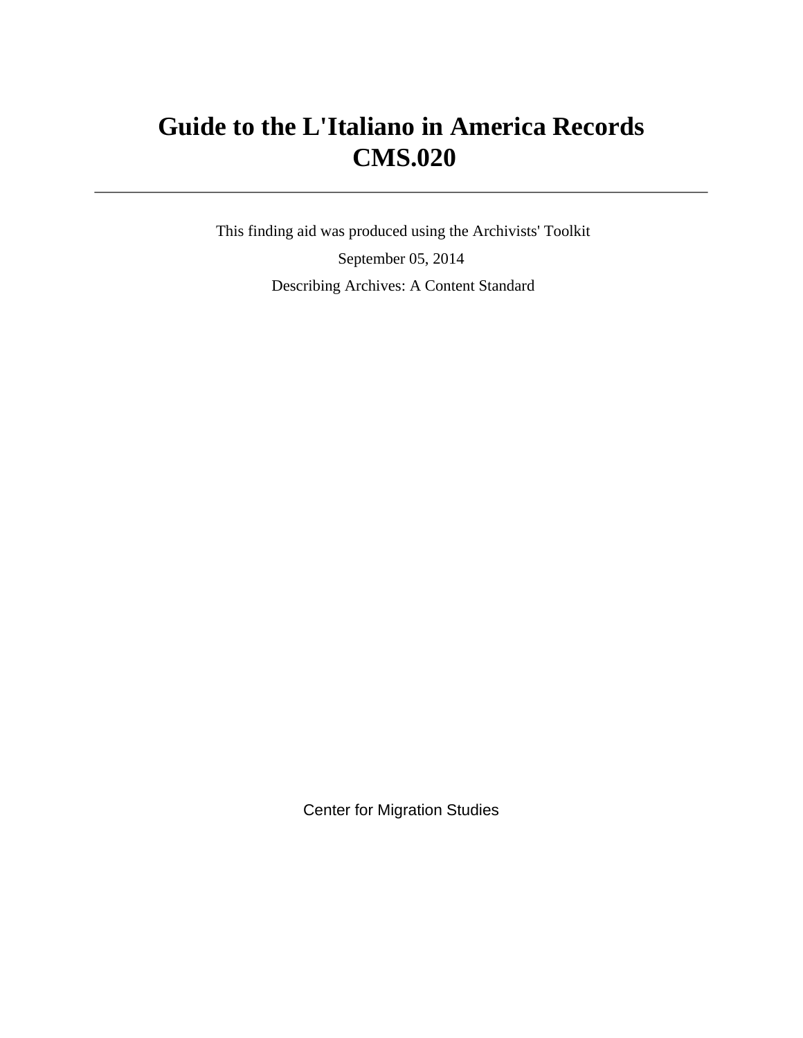# Guide to the L'Italiano in America Records CMS.020

This finding aid was produced using the Archivists' Toolkit

September 05, 2014

Describing Archives: A Content Standard

Center for Migration Studies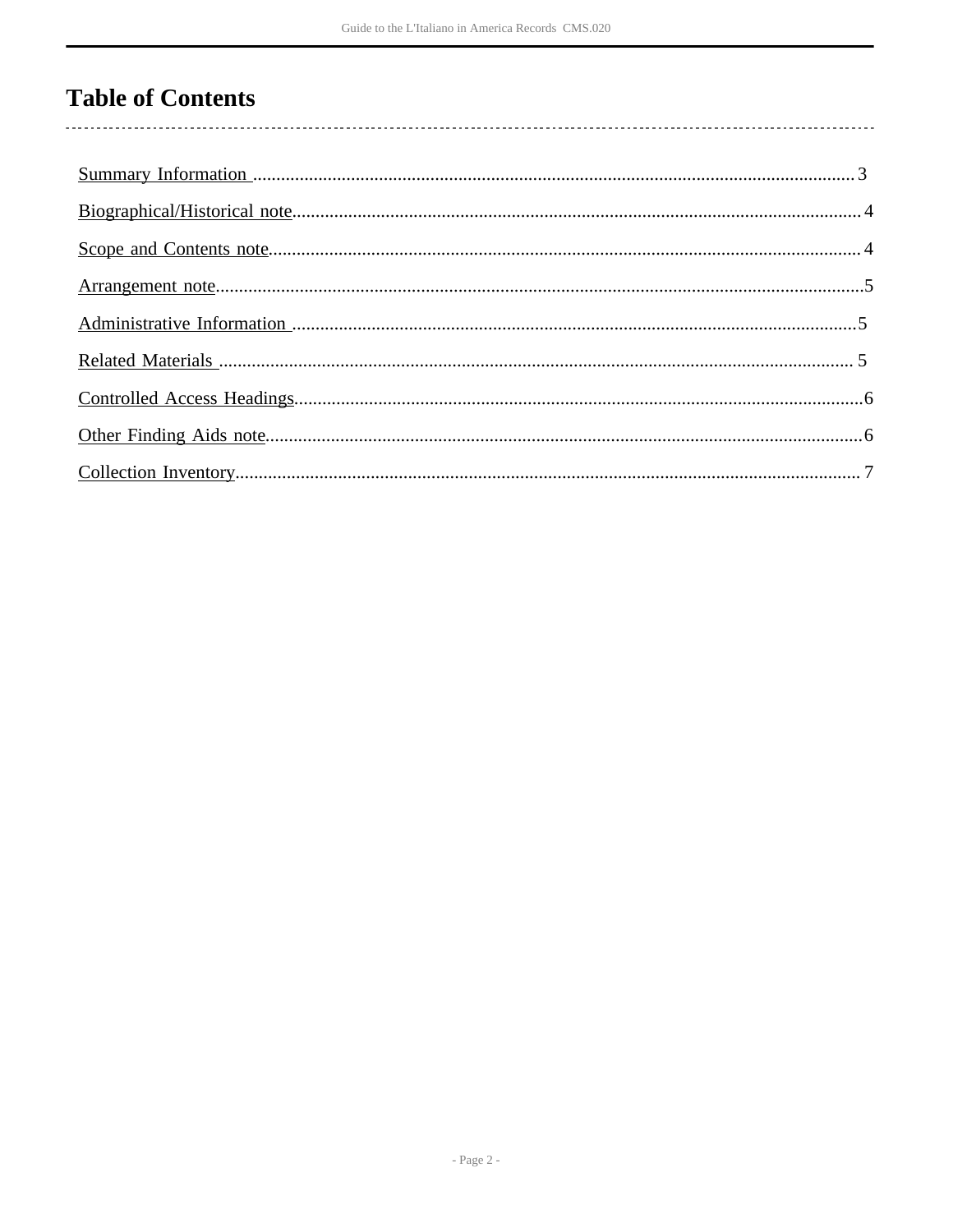# Table of Contents

Summary Information ..... 3

Biographical/Historical note..... 4

Scope and Contents note..... 4

Arrangement note..... 5

Administrative Information ..... 5

Related Materials ..... 5

Controlled Access Headings..... 6

Other Finding Aids note..... 6

Collection Inventory..... 7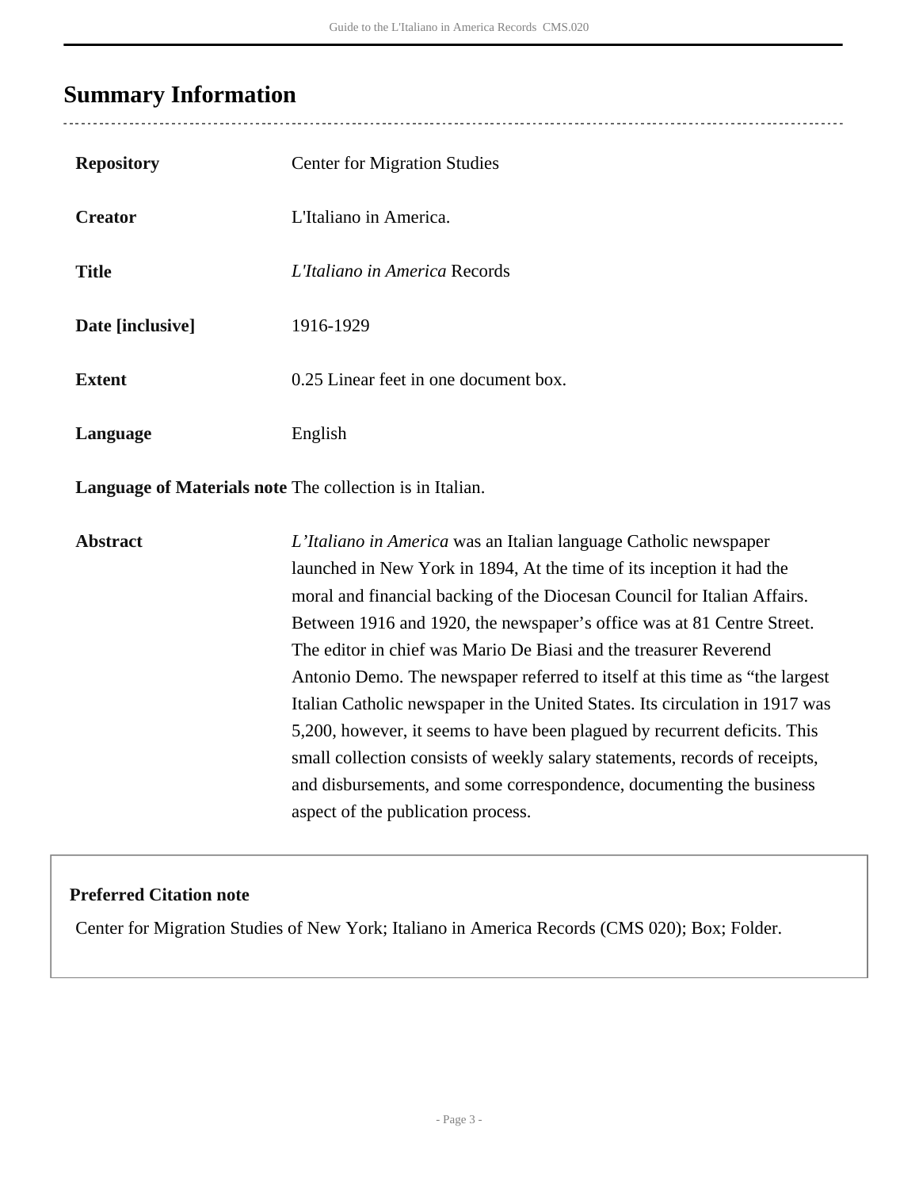## Summary Information

| | |
|---|---|
| **Repository** | Center for Migration Studies |
| **Creator** | L'Italiano in America. |
| **Title** | *L'Italiano in America* Records |
| **Date [inclusive]** | 1916-1929 |
| **Extent** | 0.25 Linear feet in one document box. |
| **Language** | English |
| **Language of Materials note** | The collection is in Italian. |
| **Abstract** | *L'Italiano in America* was an Italian language Catholic newspaper launched in New York in 1894, At the time of its inception it had the moral and financial backing of the Diocesan Council for Italian Affairs. Between 1916 and 1920, the newspaper's office was at 81 Centre Street. The editor in chief was Mario De Biasi and the treasurer Reverend Antonio Demo. The newspaper referred to itself at this time as "the largest Italian Catholic newspaper in the United States. Its circulation in 1917 was 5,200, however, it seems to have been plagued by recurrent deficits. This small collection consists of weekly salary statements, records of receipts, and disbursements, and some correspondence, documenting the business aspect of the publication process. |

**Preferred Citation note**

Center for Migration Studies of New York; Italiano in America Records (CMS 020); Box; Folder.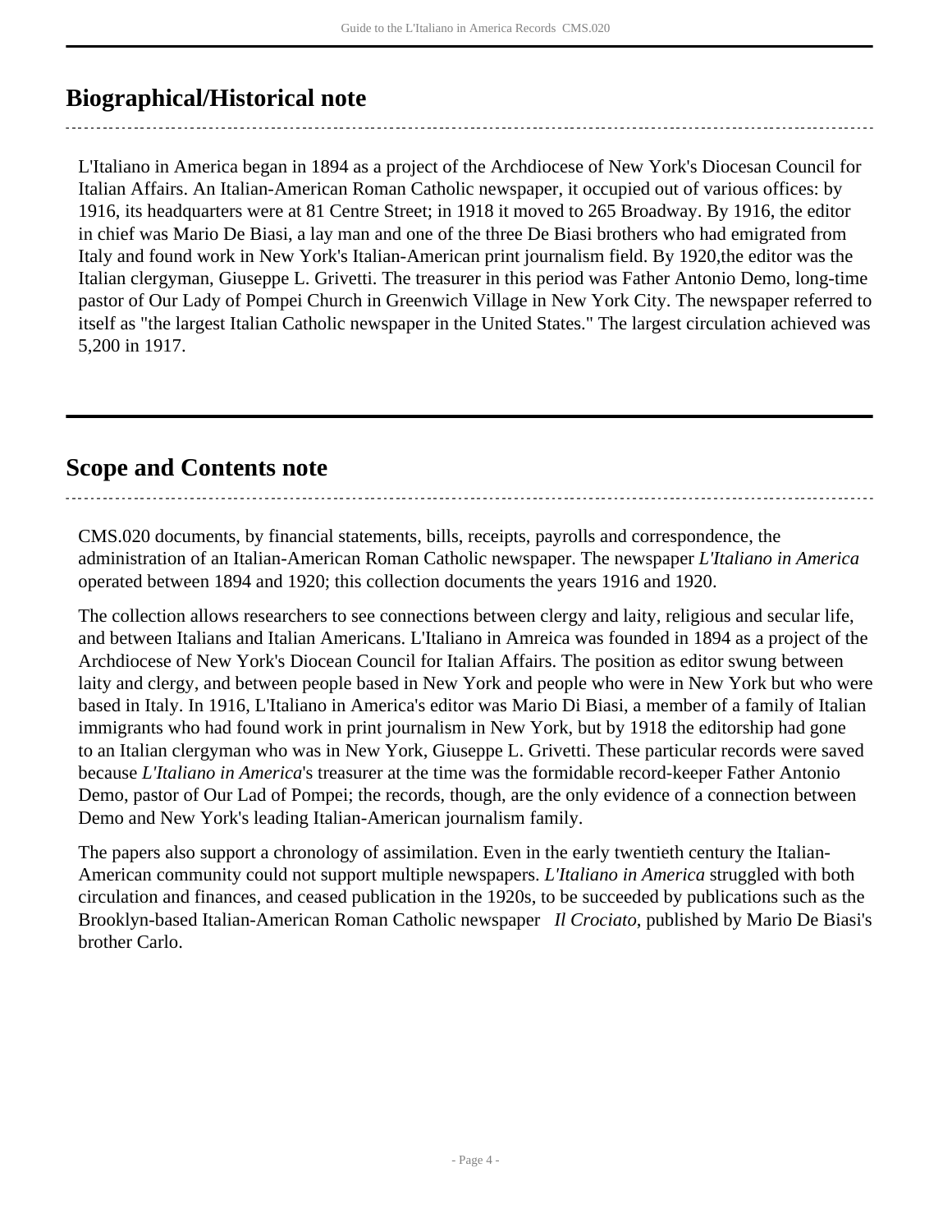## Biographical/Historical note

L'Italiano in America began in 1894 as a project of the Archdiocese of New York's Diocesan Council for Italian Affairs. An Italian-American Roman Catholic newspaper, it occupied out of various offices: by 1916, its headquarters were at 81 Centre Street; in 1918 it moved to 265 Broadway. By 1916, the editor in chief was Mario De Biasi, a lay man and one of the three De Biasi brothers who had emigrated from Italy and found work in New York's Italian-American print journalism field. By 1920,the editor was the Italian clergyman, Giuseppe L. Grivetti. The treasurer in this period was Father Antonio Demo, long-time pastor of Our Lady of Pompei Church in Greenwich Village in New York City. The newspaper referred to itself as "the largest Italian Catholic newspaper in the United States." The largest circulation achieved was 5,200 in 1917.

## Scope and Contents note

CMS.020 documents, by financial statements, bills, receipts, payrolls and correspondence, the administration of an Italian-American Roman Catholic newspaper. The newspaper *L'Italiano in America* operated between 1894 and 1920; this collection documents the years 1916 and 1920.

The collection allows researchers to see connections between clergy and laity, religious and secular life, and between Italians and Italian Americans. L'Italiano in Amreica was founded in 1894 as a project of the Archdiocese of New York's Diocean Council for Italian Affairs. The position as editor swung between laity and clergy, and between people based in New York and people who were in New York but who were based in Italy. In 1916, L'Italiano in America's editor was Mario Di Biasi, a member of a family of Italian immigrants who had found work in print journalism in New York, but by 1918 the editorship had gone to an Italian clergyman who was in New York, Giuseppe L. Grivetti. These particular records were saved because *L'Italiano in America*'s treasurer at the time was the formidable record-keeper Father Antonio Demo, pastor of Our Lad of Pompei; the records, though, are the only evidence of a connection between Demo and New York's leading Italian-American journalism family.

The papers also support a chronology of assimilation. Even in the early twentieth century the Italian-American community could not support multiple newspapers. *L'Italiano in America* struggled with both circulation and finances, and ceased publication in the 1920s, to be succeeded by publications such as the Brooklyn-based Italian-American Roman Catholic newspaper *Il Crociato*, published by Mario De Biasi's brother Carlo.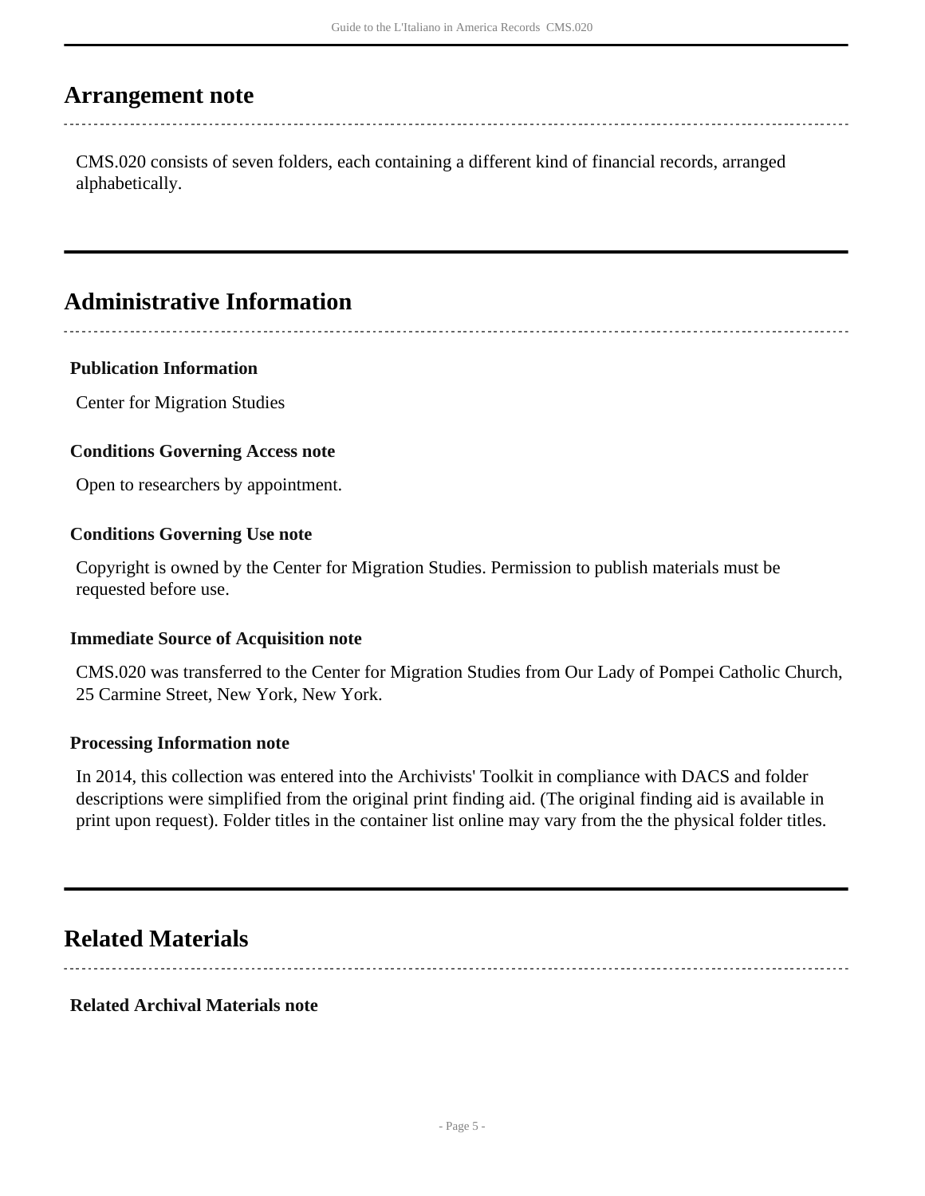## Arrangement note

CMS.020 consists of seven folders, each containing a different kind of financial records, arranged alphabetically.

## Administrative Information

**Publication Information**

Center for Migration Studies

**Conditions Governing Access note**

Open to researchers by appointment.

**Conditions Governing Use note**

Copyright is owned by the Center for Migration Studies. Permission to publish materials must be requested before use.

**Immediate Source of Acquisition note**

CMS.020 was transferred to the Center for Migration Studies from Our Lady of Pompei Catholic Church, 25 Carmine Street, New York, New York.

**Processing Information note**

In 2014, this collection was entered into the Archivists' Toolkit in compliance with DACS and folder descriptions were simplified from the original print finding aid. (The original finding aid is available in print upon request). Folder titles in the container list online may vary from the the physical folder titles.

## Related Materials

**Related Archival Materials note**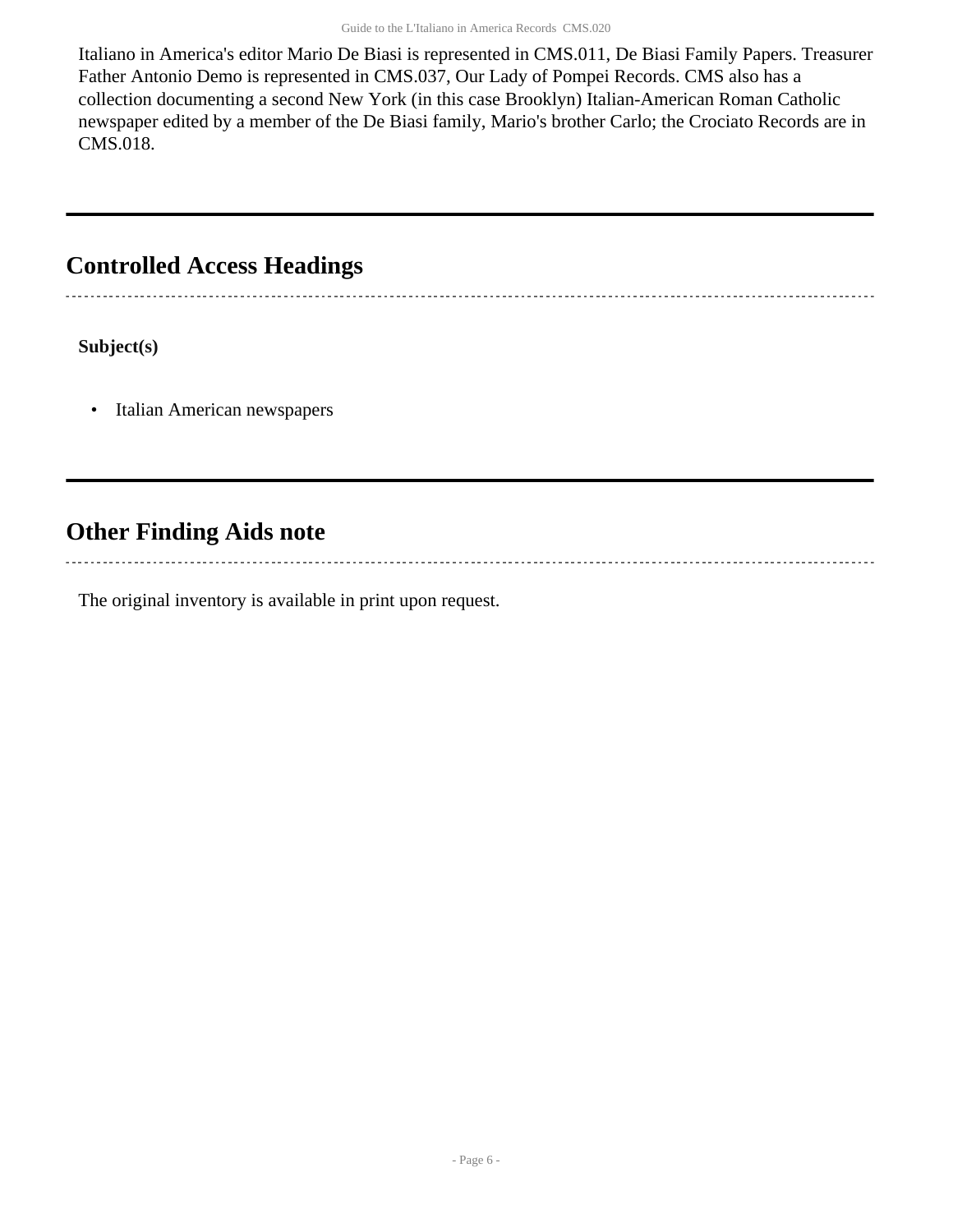Italiano in America's editor Mario De Biasi is represented in CMS.011, De Biasi Family Papers. Treasurer Father Antonio Demo is represented in CMS.037, Our Lady of Pompei Records. CMS also has a collection documenting a second New York (in this case Brooklyn) Italian-American Roman Catholic newspaper edited by a member of the De Biasi family, Mario's brother Carlo; the Crociato Records are in CMS.018.

## Controlled Access Headings

**Subject(s)**

- Italian American newspapers

## Other Finding Aids note

The original inventory is available in print upon request.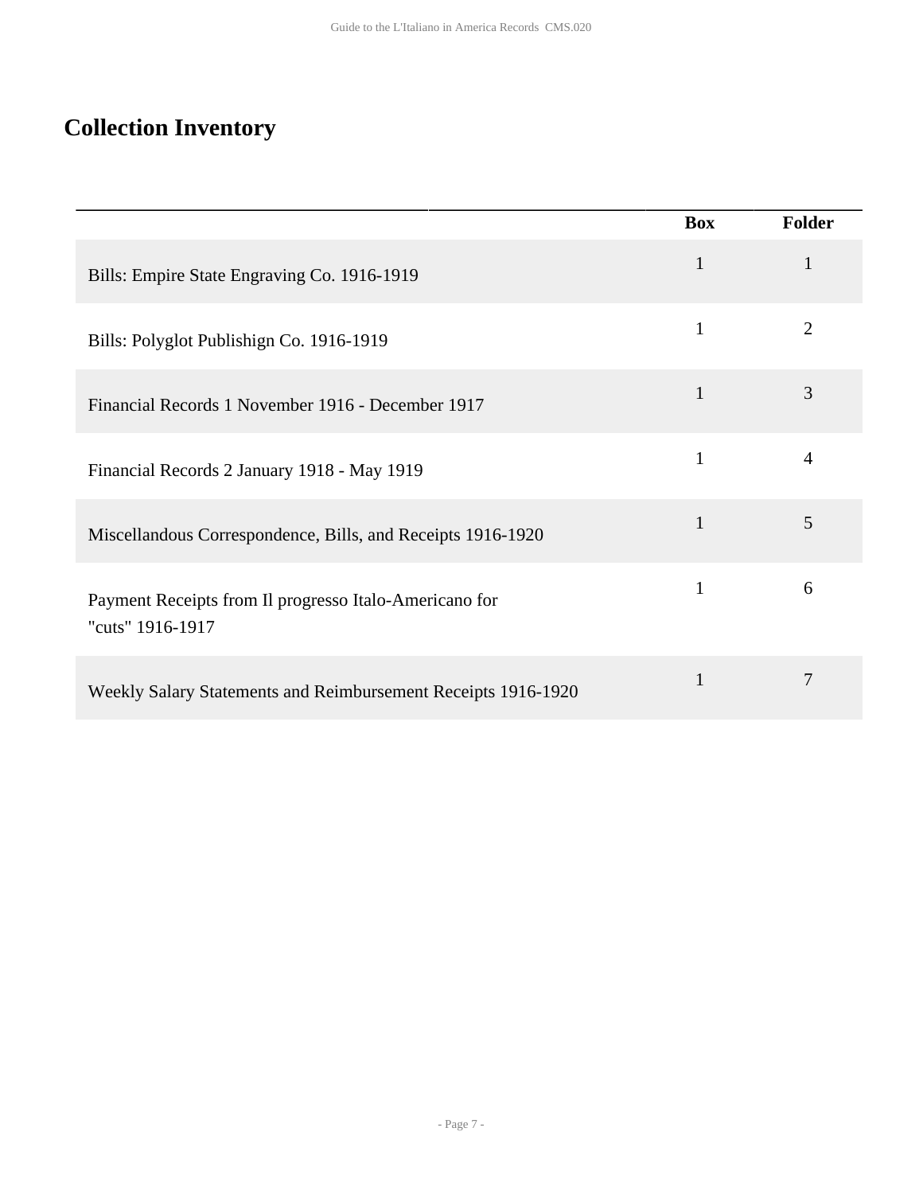## Collection Inventory

| | Box | Folder |
|---|---|---|
| Bills: Empire State Engraving Co. 1916-1919 | 1 | 1 |
| Bills: Polyglot Publishign Co. 1916-1919 | 1 | 2 |
| Financial Records 1 November 1916 - December 1917 | 1 | 3 |
| Financial Records 2 January 1918 - May 1919 | 1 | 4 |
| Miscellandous Correspondence, Bills, and Receipts 1916-1920 | 1 | 5 |
| Payment Receipts from Il progresso Italo-Americano for "cuts" 1916-1917 | 1 | 6 |
| Weekly Salary Statements and Reimbursement Receipts 1916-1920 | 1 | 7 |